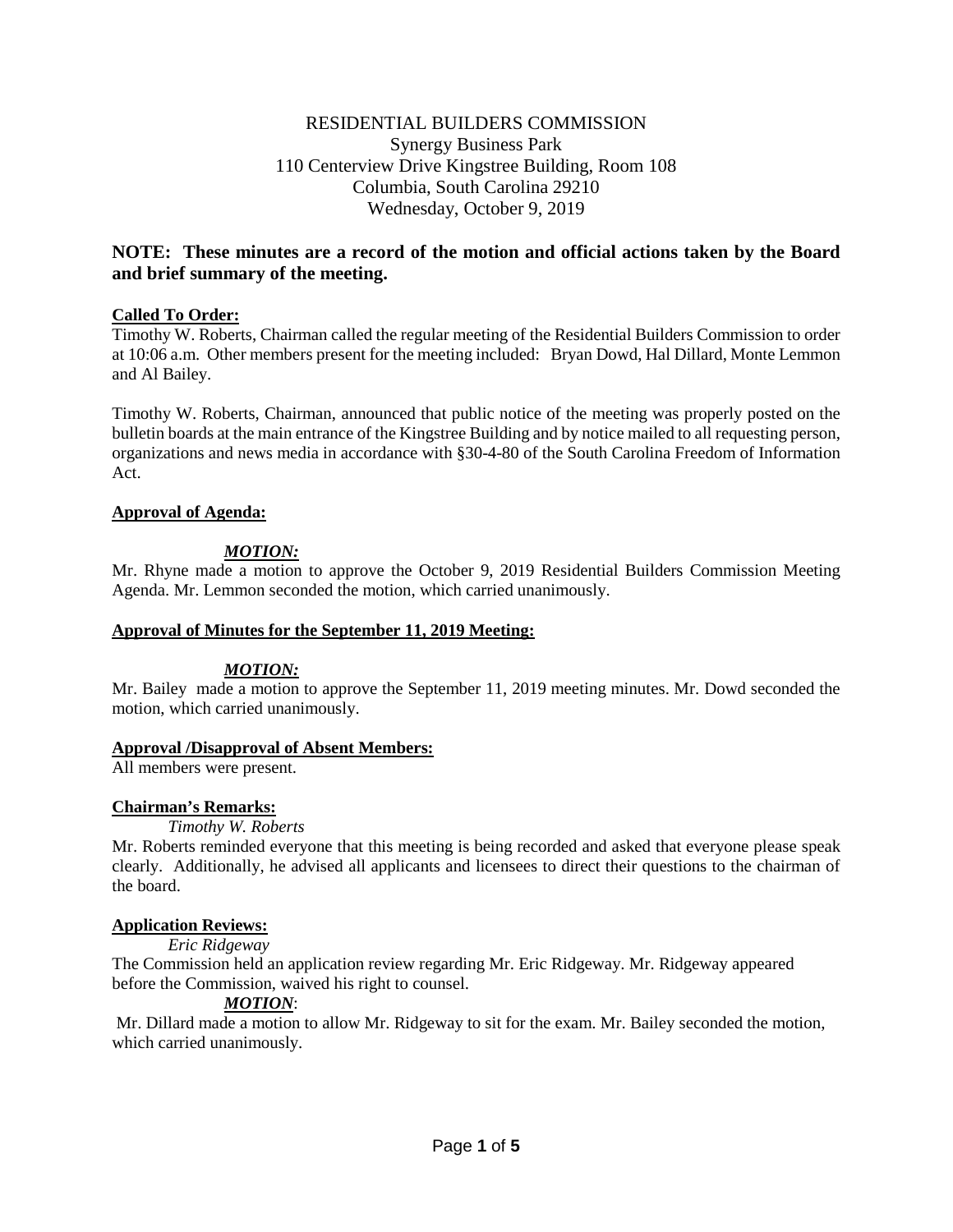RESIDENTIAL BUILDERS COMMISSION
Synergy Business Park
110 Centerview Drive Kingstree Building, Room 108
Columbia, South Carolina 29210
Wednesday, October 9, 2019

**NOTE: These minutes are a record of the motion and official actions taken by the Board and brief summary of the meeting.**

**Called To Order:**

Timothy W. Roberts, Chairman called the regular meeting of the Residential Builders Commission to order at 10:06 a.m. Other members present for the meeting included: Bryan Dowd, Hal Dillard, Monte Lemmon and Al Bailey.

Timothy W. Roberts, Chairman, announced that public notice of the meeting was properly posted on the bulletin boards at the main entrance of the Kingstree Building and by notice mailed to all requesting person, organizations and news media in accordance with §30-4-80 of the South Carolina Freedom of Information Act.

**Approval of Agenda:**

***MOTION:***

Mr. Rhyne made a motion to approve the October 9, 2019 Residential Builders Commission Meeting Agenda. Mr. Lemmon seconded the motion, which carried unanimously.

**Approval of Minutes for the September 11, 2019 Meeting:**

***MOTION:***

Mr. Bailey made a motion to approve the September 11, 2019 meeting minutes. Mr. Dowd seconded the motion, which carried unanimously.

**Approval /Disapproval of Absent Members:**

All members were present.

**Chairman's Remarks:**

*Timothy W. Roberts*

Mr. Roberts reminded everyone that this meeting is being recorded and asked that everyone please speak clearly. Additionally, he advised all applicants and licensees to direct their questions to the chairman of the board.

**Application Reviews:**

*Eric Ridgeway*

The Commission held an application review regarding Mr. Eric Ridgeway. Mr. Ridgeway appeared before the Commission, waived his right to counsel.

***MOTION***:

Mr. Dillard made a motion to allow Mr. Ridgeway to sit for the exam. Mr. Bailey seconded the motion, which carried unanimously.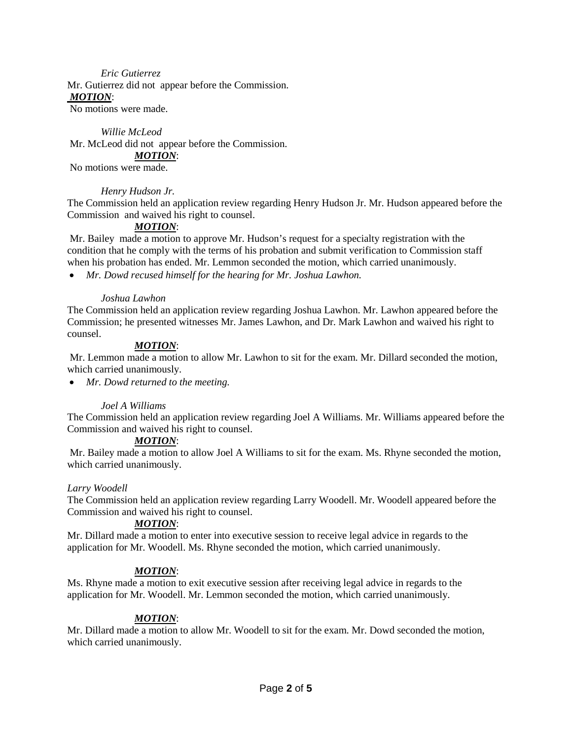*Eric Gutierrez*

Mr. Gutierrez did not appear before the Commission.

***MOTION***:

No motions were made.

*Willie McLeod*

Mr. McLeod did not appear before the Commission.

***MOTION***:

No motions were made.

*Henry Hudson Jr.*

The Commission held an application review regarding Henry Hudson Jr. Mr. Hudson appeared before the Commission and waived his right to counsel.

***MOTION***:

Mr. Bailey made a motion to approve Mr. Hudson's request for a specialty registration with the condition that he comply with the terms of his probation and submit verification to Commission staff when his probation has ended. Mr. Lemmon seconded the motion, which carried unanimously.

- *Mr. Dowd recused himself for the hearing for Mr. Joshua Lawhon.*

*Joshua Lawhon*

The Commission held an application review regarding Joshua Lawhon. Mr. Lawhon appeared before the Commission; he presented witnesses Mr. James Lawhon, and Dr. Mark Lawhon and waived his right to counsel.

***MOTION***:

Mr. Lemmon made a motion to allow Mr. Lawhon to sit for the exam. Mr. Dillard seconded the motion, which carried unanimously.

- *Mr. Dowd returned to the meeting.*

*Joel A Williams*

The Commission held an application review regarding Joel A Williams. Mr. Williams appeared before the Commission and waived his right to counsel.

***MOTION***:

Mr. Bailey made a motion to allow Joel A Williams to sit for the exam. Ms. Rhyne seconded the motion, which carried unanimously.

*Larry Woodell*

The Commission held an application review regarding Larry Woodell. Mr. Woodell appeared before the Commission and waived his right to counsel.

***MOTION***:

Mr. Dillard made a motion to enter into executive session to receive legal advice in regards to the application for Mr. Woodell. Ms. Rhyne seconded the motion, which carried unanimously.

***MOTION***:

Ms. Rhyne made a motion to exit executive session after receiving legal advice in regards to the application for Mr. Woodell. Mr. Lemmon seconded the motion, which carried unanimously.

***MOTION***:

Mr. Dillard made a motion to allow Mr. Woodell to sit for the exam. Mr. Dowd seconded the motion, which carried unanimously.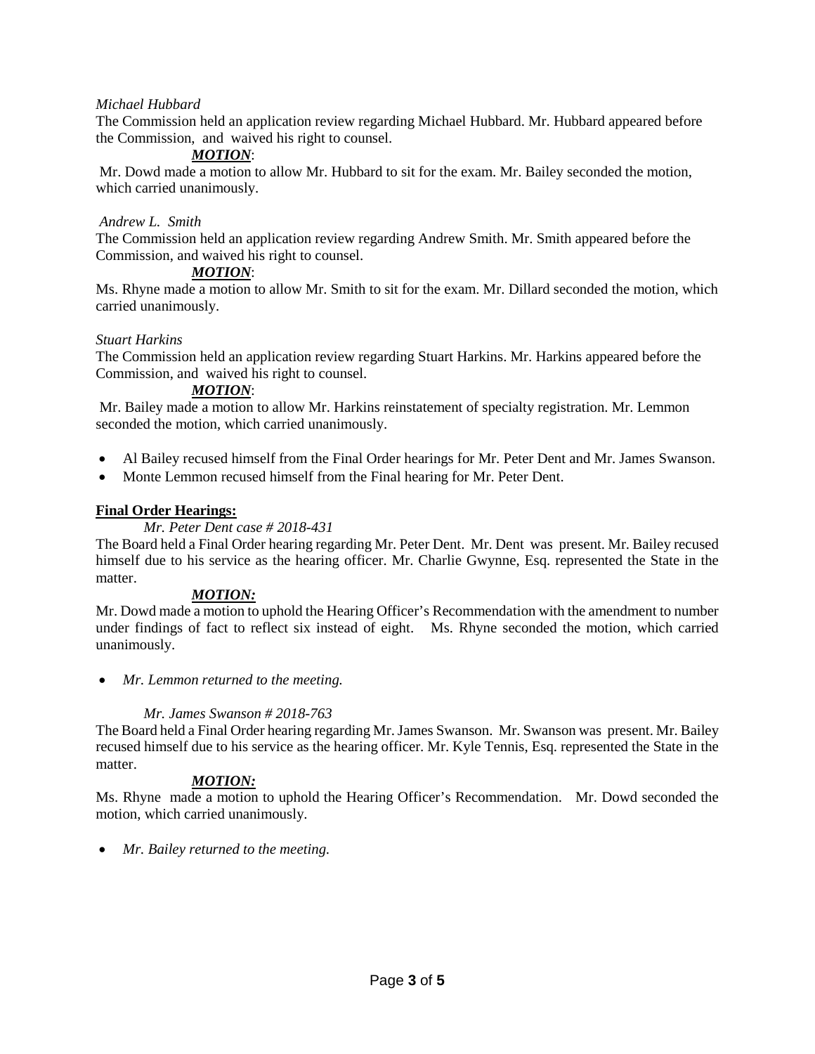*Michael Hubbard*

The Commission held an application review regarding Michael Hubbard. Mr. Hubbard appeared before the Commission, and waived his right to counsel.

***MOTION***:

Mr. Dowd made a motion to allow Mr. Hubbard to sit for the exam. Mr. Bailey seconded the motion, which carried unanimously.

*Andrew L. Smith*

The Commission held an application review regarding Andrew Smith. Mr. Smith appeared before the Commission, and waived his right to counsel.

***MOTION***:

Ms. Rhyne made a motion to allow Mr. Smith to sit for the exam. Mr. Dillard seconded the motion, which carried unanimously.

*Stuart Harkins*

The Commission held an application review regarding Stuart Harkins. Mr. Harkins appeared before the Commission, and waived his right to counsel.

***MOTION***:

Mr. Bailey made a motion to allow Mr. Harkins reinstatement of specialty registration. Mr. Lemmon seconded the motion, which carried unanimously.

- Al Bailey recused himself from the Final Order hearings for Mr. Peter Dent and Mr. James Swanson.
- Monte Lemmon recused himself from the Final hearing for Mr. Peter Dent.

**Final Order Hearings:**

*Mr. Peter Dent case # 2018-431*

The Board held a Final Order hearing regarding Mr. Peter Dent. Mr. Dent was present. Mr. Bailey recused himself due to his service as the hearing officer. Mr. Charlie Gwynne, Esq. represented the State in the matter.

***MOTION:***

Mr. Dowd made a motion to uphold the Hearing Officer's Recommendation with the amendment to number under findings of fact to reflect six instead of eight. Ms. Rhyne seconded the motion, which carried unanimously.

- *Mr. Lemmon returned to the meeting.*

*Mr. James Swanson # 2018-763*

The Board held a Final Order hearing regarding Mr. James Swanson. Mr. Swanson was present. Mr. Bailey recused himself due to his service as the hearing officer. Mr. Kyle Tennis, Esq. represented the State in the matter.

***MOTION:***

Ms. Rhyne made a motion to uphold the Hearing Officer's Recommendation. Mr. Dowd seconded the motion, which carried unanimously.

- *Mr. Bailey returned to the meeting.*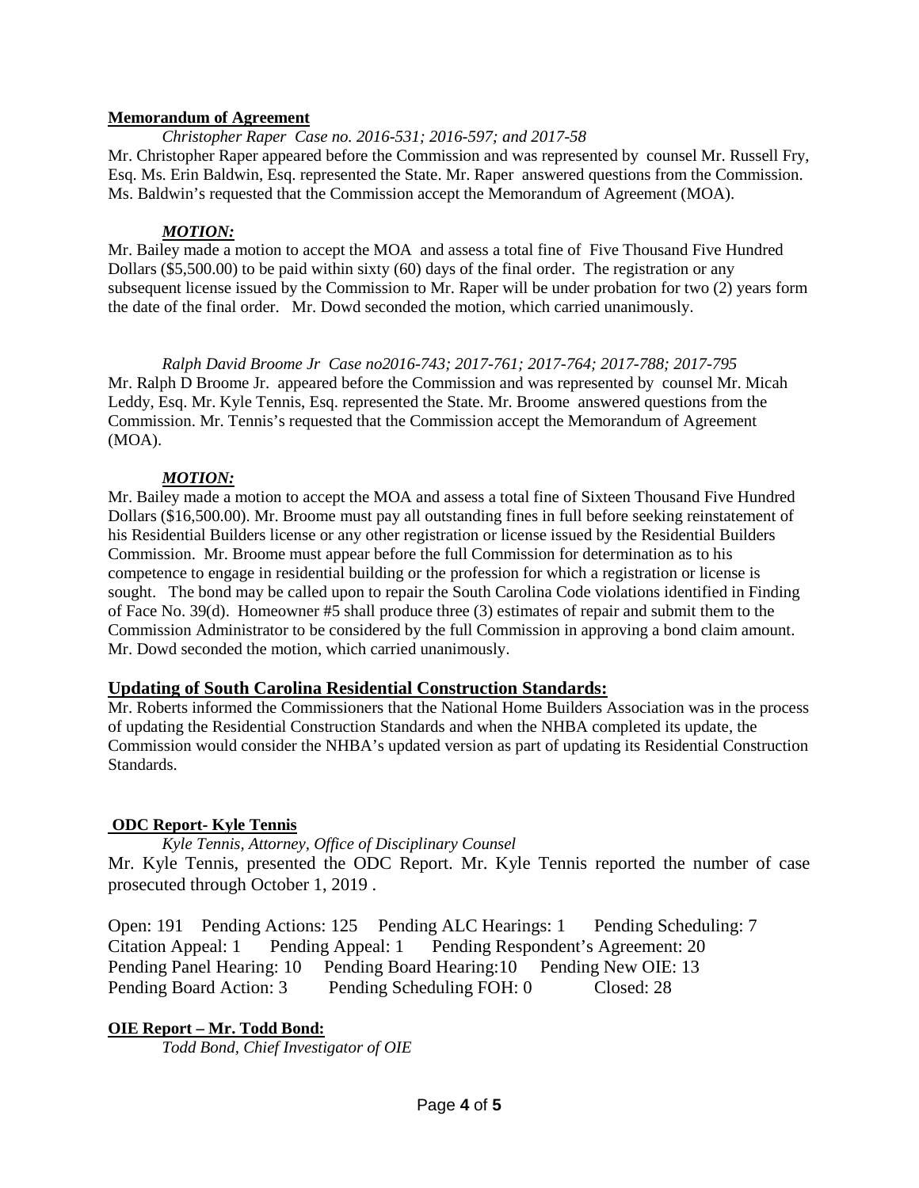**Memorandum of Agreement**

*Christopher Raper Case no. 2016-531; 2016-597; and 2017-58*

Mr. Christopher Raper appeared before the Commission and was represented by counsel Mr. Russell Fry, Esq. Ms. Erin Baldwin, Esq. represented the State. Mr. Raper answered questions from the Commission. Ms. Baldwin's requested that the Commission accept the Memorandum of Agreement (MOA).

***MOTION:***

Mr. Bailey made a motion to accept the MOA and assess a total fine of Five Thousand Five Hundred Dollars ($5,500.00) to be paid within sixty (60) days of the final order. The registration or any subsequent license issued by the Commission to Mr. Raper will be under probation for two (2) years form the date of the final order. Mr. Dowd seconded the motion, which carried unanimously.

*Ralph David Broome Jr Case no2016-743; 2017-761; 2017-764; 2017-788; 2017-795*

Mr. Ralph D Broome Jr. appeared before the Commission and was represented by counsel Mr. Micah Leddy, Esq. Mr. Kyle Tennis, Esq. represented the State. Mr. Broome answered questions from the Commission. Mr. Tennis's requested that the Commission accept the Memorandum of Agreement (MOA).

***MOTION:***

Mr. Bailey made a motion to accept the MOA and assess a total fine of Sixteen Thousand Five Hundred Dollars ($16,500.00). Mr. Broome must pay all outstanding fines in full before seeking reinstatement of his Residential Builders license or any other registration or license issued by the Residential Builders Commission. Mr. Broome must appear before the full Commission for determination as to his competence to engage in residential building or the profession for which a registration or license is sought. The bond may be called upon to repair the South Carolina Code violations identified in Finding of Face No. 39(d). Homeowner #5 shall produce three (3) estimates of repair and submit them to the Commission Administrator to be considered by the full Commission in approving a bond claim amount. Mr. Dowd seconded the motion, which carried unanimously.

**Updating of South Carolina Residential Construction Standards:**

Mr. Roberts informed the Commissioners that the National Home Builders Association was in the process of updating the Residential Construction Standards and when the NHBA completed its update, the Commission would consider the NHBA's updated version as part of updating its Residential Construction Standards.

**ODC Report- Kyle Tennis**

*Kyle Tennis, Attorney, Office of Disciplinary Counsel*

Mr. Kyle Tennis, presented the ODC Report. Mr. Kyle Tennis reported the number of case prosecuted through October 1, 2019 .

Open: 191 Pending Actions: 125 Pending ALC Hearings: 1 Pending Scheduling: 7
Citation Appeal: 1 Pending Appeal: 1 Pending Respondent's Agreement: 20
Pending Panel Hearing: 10 Pending Board Hearing:10 Pending New OIE: 13
Pending Board Action: 3 Pending Scheduling FOH: 0 Closed: 28

**OIE Report – Mr. Todd Bond:**

*Todd Bond, Chief Investigator of OIE*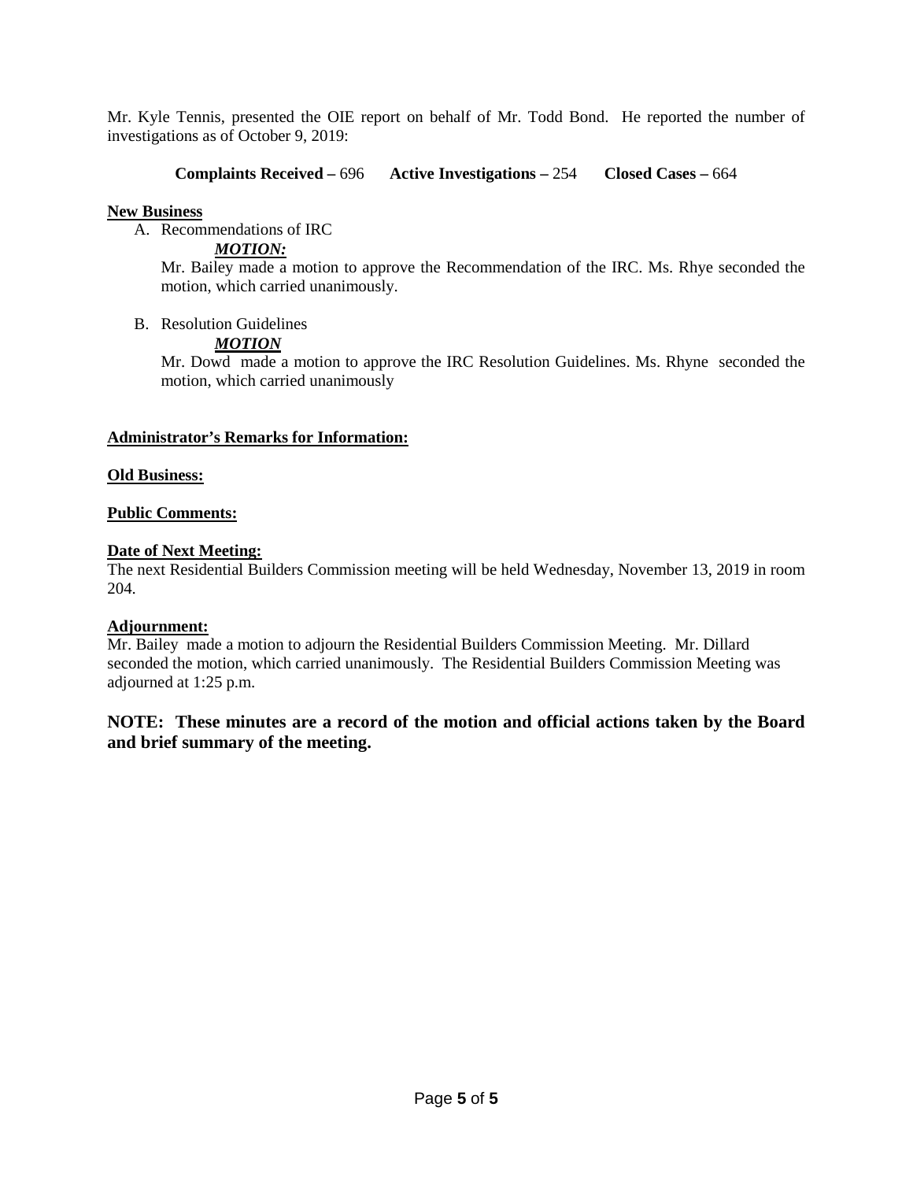Mr. Kyle Tennis, presented the OIE report on behalf of Mr. Todd Bond. He reported the number of investigations as of October 9, 2019:

**Complaints Received –** 696  **Active Investigations –** 254  **Closed Cases –** 664

**New Business**

A. Recommendations of IRC

***MOTION:***

Mr. Bailey made a motion to approve the Recommendation of the IRC. Ms. Rhye seconded the motion, which carried unanimously.

B. Resolution Guidelines

***MOTION***

Mr. Dowd made a motion to approve the IRC Resolution Guidelines. Ms. Rhyne seconded the motion, which carried unanimously

**Administrator's Remarks for Information:**

**Old Business:**

**Public Comments:**

**Date of Next Meeting:**

The next Residential Builders Commission meeting will be held Wednesday, November 13, 2019 in room 204.

**Adjournment:**

Mr. Bailey made a motion to adjourn the Residential Builders Commission Meeting. Mr. Dillard seconded the motion, which carried unanimously. The Residential Builders Commission Meeting was adjourned at 1:25 p.m.

**NOTE: These minutes are a record of the motion and official actions taken by the Board and brief summary of the meeting.**